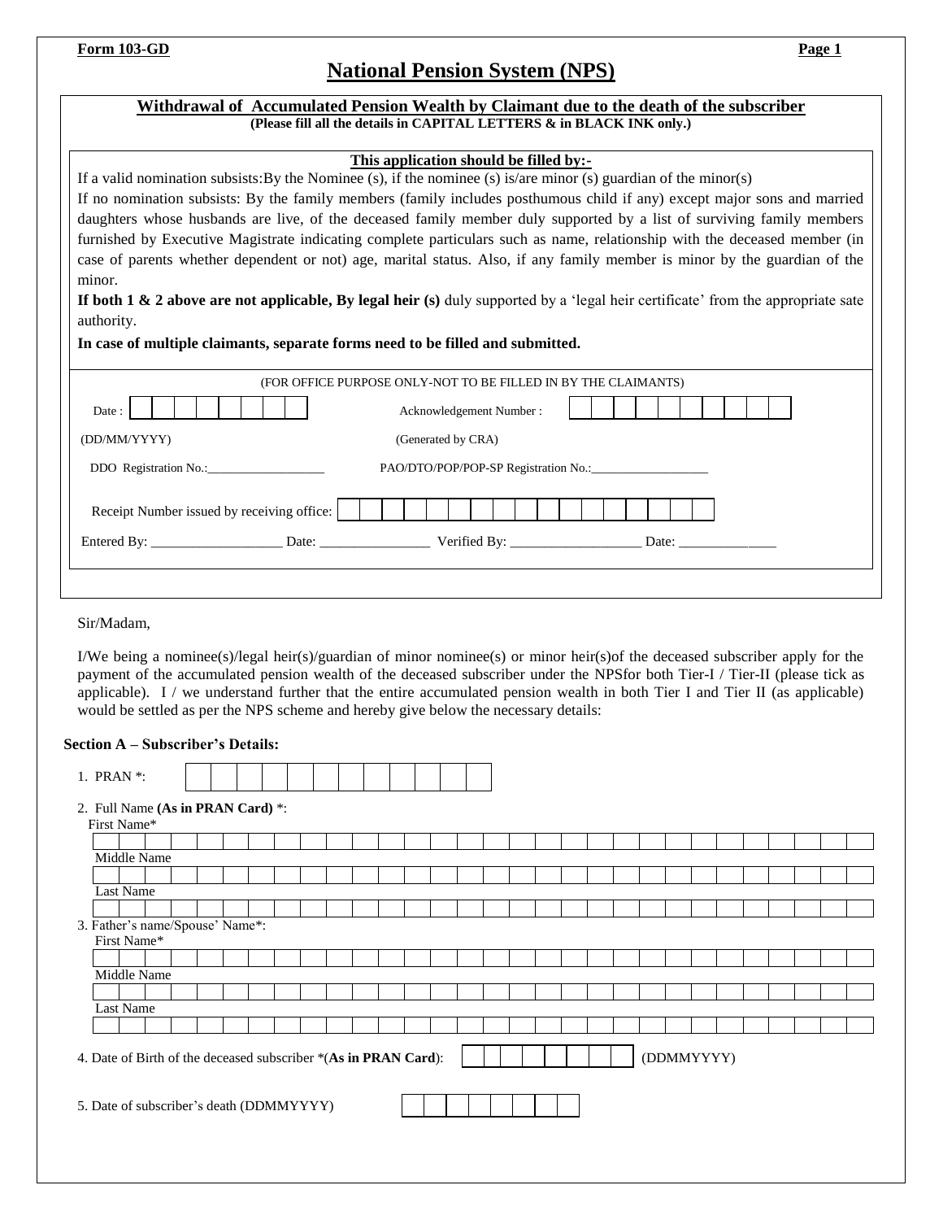**Form 103-GD**

# National Pension System (NPS)

## Withdrawal of Accumulated Pension Wealth by Claimant due to the death of the subscriber

**(Please fill all the details in CAPITAL LETTERS & in BLACK INK only.)**

**This application should be filled by:-**

If a valid nomination subsists:By the Nominee (s), if the nominee (s) is/are minor (s) guardian of the minor(s)

If no nomination subsists: By the family members (family includes posthumous child if any) except major sons and married daughters whose husbands are live, of the deceased family member duly supported by a list of surviving family members furnished by Executive Magistrate indicating complete particulars such as name, relationship with the deceased member (in case of parents whether dependent or not) age, marital status. Also, if any family member is minor by the guardian of the minor.

**If both 1 & 2 above are not applicable, By legal heir (s)** duly supported by a 'legal heir certificate' from the appropriate sate authority.

**In case of multiple claimants, separate forms need to be filled and submitted.**

(FOR OFFICE PURPOSE ONLY-NOT TO BE FILLED IN BY THE CLAIMANTS)

Date : ________ (DD/MM/YYYY)

Acknowledgement Number : ________ (Generated by CRA)

DDO Registration No.:___________________

PAO/DTO/POP/POP-SP Registration No.:___________________

Receipt Number issued by receiving office: ________

Entered By: ___________________ Date: ________________ Verified By: ___________________ Date: ______________

Sir/Madam,

I/We being a nominee(s)/legal heir(s)/guardian of minor nominee(s) or minor heir(s)of the deceased subscriber apply for the payment of the accumulated pension wealth of the deceased subscriber under the NPSfor both Tier-I / Tier-II (please tick as applicable). I / we understand further that the entire accumulated pension wealth in both Tier I and Tier II (as applicable) would be settled as per the NPS scheme and hereby give below the necessary details:

**Section A – Subscriber's Details:**

1. PRAN *: ________

2. Full Name **(As in PRAN Card)** *:
   - First Name*: ________
   - Middle Name: ________
   - Last Name: ________

3. Father's name/Spouse' Name*:
   - First Name*: ________
   - Middle Name: ________
   - Last Name: ________

4. Date of Birth of the deceased subscriber *(**As in PRAN Card**): ________ (DDMMYYYY)

5. Date of subscriber's death (DDMMYYYY) ________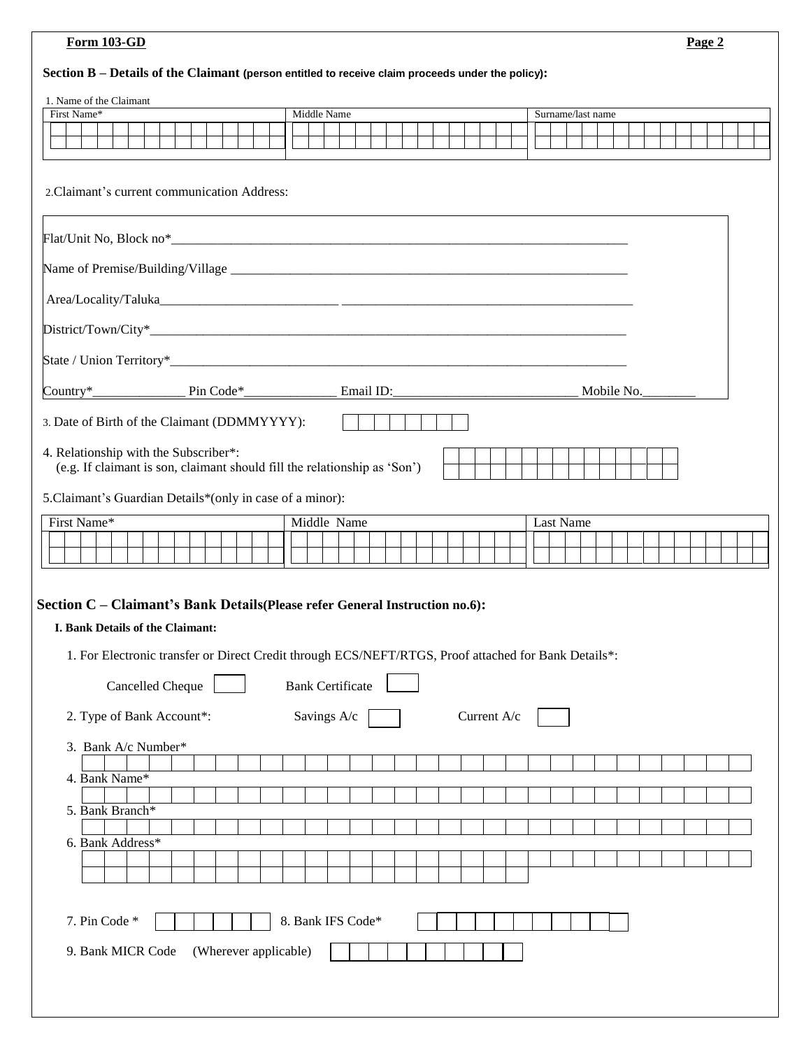**Form 103-GD**

## Section B – Details of the Claimant (person entitled to receive claim proceeds under the policy):

1. Name of the Claimant

| First Name* | Middle Name | Surname/last name |
|---|---|---|
| | | |

2. Claimant's current communication Address:

Flat/Unit No, Block no*___________________________________________

Name of Premise/Building/Village ___________________________________________

Area/Locality/Taluka___________________________________________

District/Town/City*___________________________________________

State / Union Territory*___________________________________________

Country*______________ Pin Code*______________ Email ID:____________________________ Mobile No.________

3. Date of Birth of the Claimant (DDMMYYYY): ☐☐☐☐☐☐☐☐

4. Relationship with the Subscriber*:
(e.g. If claimant is son, claimant should fill the relationship as 'Son')

5. Claimant's Guardian Details*(only in case of a minor):

| First Name* | Middle Name | Last Name |
|---|---|---|
| | | |

## Section C – Claimant's Bank Details(Please refer General Instruction no.6):

**I. Bank Details of the Claimant:**

1. For Electronic transfer or Direct Credit through ECS/NEFT/RTGS, Proof attached for Bank Details*:

   Cancelled Cheque ☐ Bank Certificate ☐

2. Type of Bank Account*: Savings A/c ☐ Current A/c ☐

3. Bank A/c Number*

4. Bank Name*

5. Bank Branch*

6. Bank Address*

7. Pin Code * ☐☐☐☐☐☐ 8. Bank IFS Code* ☐☐☐☐☐☐☐☐☐☐☐

9. Bank MICR Code (Wherever applicable) ☐☐☐☐☐☐☐☐☐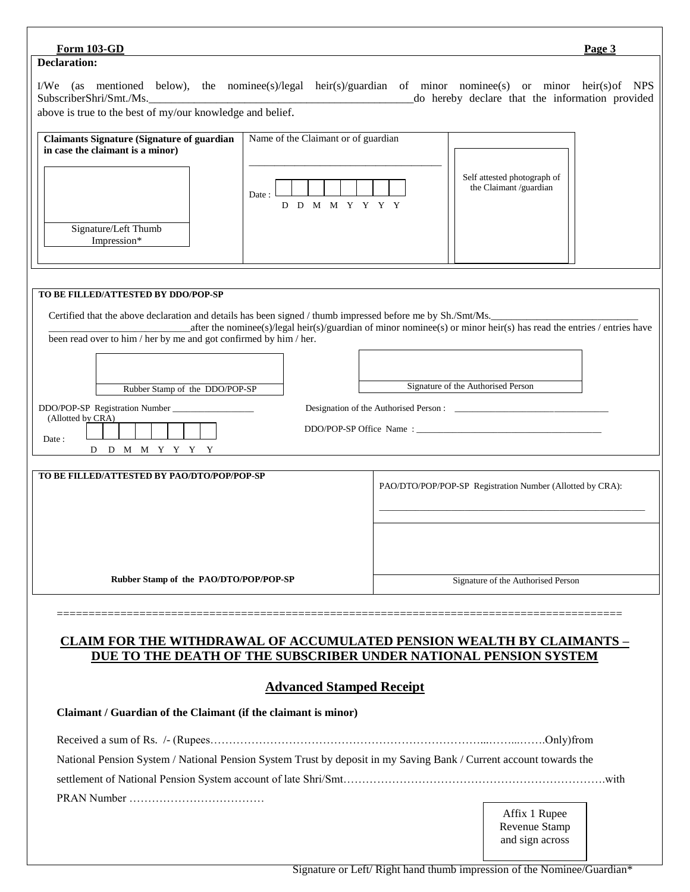**Form 103-GD**

**Declaration:**

I/We (as mentioned below), the nominee(s)/legal heir(s)/guardian of minor nominee(s) or minor heir(s)of NPS SubscriberShri/Smt./Ms.________________________________________________do hereby declare that the information provided above is true to the best of my/our knowledge and belief.

| Claimants Signature (Signature of guardian in case the claimant is a minor) | Name of the Claimant or of guardian | |
|---|---|---|
| Signature/Left Thumb Impression* | ______________________________________<br>Date : D D M M Y Y Y Y | Self attested photograph of the Claimant /guardian |

**TO BE FILLED/ATTESTED BY DDO/POP-SP**

Certified that the above declaration and details has been signed / thumb impressed before me by Sh./Smt/Ms.____________________________ ___________________________after the nominee(s)/legal heir(s)/guardian of minor nominee(s) or minor heir(s) has read the entries / entries have been read over to him / her by me and got confirmed by him / her.

| Rubber Stamp of the DDO/POP-SP | Signature of the Authorised Person |
|---|---|

DDO/POP-SP Registration Number _________________ (Allotted by CRA)

Date : D D M M Y Y Y Y

Designation of the Authorised Person : ___________________________________

DDO/POP-SP Office Name : ________________________________________

| TO BE FILLED/ATTESTED BY PAO/DTO/POP/POP-SP | PAO/DTO/POP/POP-SP Registration Number (Allotted by CRA):<br>_______________________________________________________ |
|---|---|
| Rubber Stamp of the PAO/DTO/POP/POP-SP | Signature of the Authorised Person |

=====================================================================================

## CLAIM FOR THE WITHDRAWAL OF ACCUMULATED PENSION WEALTH BY CLAIMANTS – DUE TO THE DEATH OF THE SUBSCRIBER UNDER NATIONAL PENSION SYSTEM

## Advanced Stamped Receipt

**Claimant / Guardian of the Claimant (if the claimant is minor)**

Received a sum of Rs. /- (Rupees…………………………………………………………………...……...…….Only)from National Pension System / National Pension System Trust by deposit in my Saving Bank / Current account towards the settlement of National Pension System account of late Shri/Smt…………………………………………………………….with PRAN Number ………………………………

Affix 1 Rupee Revenue Stamp and sign across

Signature or Left/ Right hand thumb impression of the Nominee/Guardian*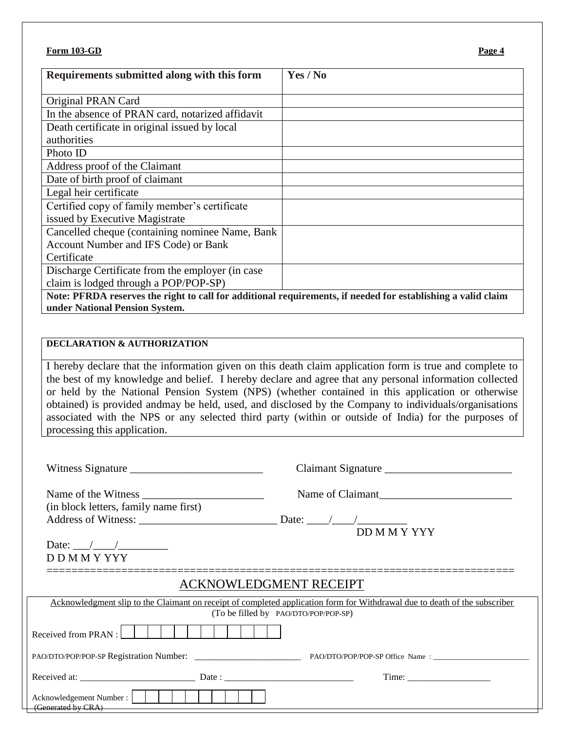**Form 103-GD**

| Requirements submitted along with this form | Yes / No |
|---|---|
| Original PRAN Card | |
| In the absence of PRAN card, notarized affidavit | |
| Death certificate in original issued by local authorities | |
| Photo ID | |
| Address proof of the Claimant | |
| Date of birth proof of claimant | |
| Legal heir certificate | |
| Certified copy of family member's certificate issued by Executive Magistrate | |
| Cancelled cheque (containing nominee Name, Bank Account Number and IFS Code) or Bank Certificate | |
| Discharge Certificate from the employer (in case claim is lodged through a POP/POP-SP) | |
| **Note: PFRDA reserves the right to call for additional requirements, if needed for establishing a valid claim under National Pension System.** | |

**DECLARATION & AUTHORIZATION**

I hereby declare that the information given on this death claim application form is true and complete to the best of my knowledge and belief. I hereby declare and agree that any personal information collected or held by the National Pension System (NPS) (whether contained in this application or otherwise obtained) is provided andmay be held, used, and disclosed by the Company to individuals/organisations associated with the NPS or any selected third party (within or outside of India) for the purposes of processing this application.

Witness Signature ________________________ Claimant Signature _______________________

Name of the Witness ______________________ Name of Claimant________________________
(in block letters, family name first)
Address of Witness: _________________________ Date: ____/____/_________
DD M M Y YYY

Date: ___/____/_________
D D M M Y YYY

========================================================================

## ACKNOWLEDGMENT RECEIPT

Acknowledgment slip to the Claimant on receipt of completed application form for Withdrawal due to death of the subscriber
(To be filled by PAO/DTO/POP/POP-SP)

Received from PRAN : | | | | | | | | | | | | |

PAO/DTO/POP/POP-SP Registration Number: ________________________ PAO/DTO/POP/POP-SP Office Name : ________________________

Received at: ________________________ Date : ____________________________ Time: __________________

Acknowledgement Number : | | | | | | | | | | |
(Generated by CRA)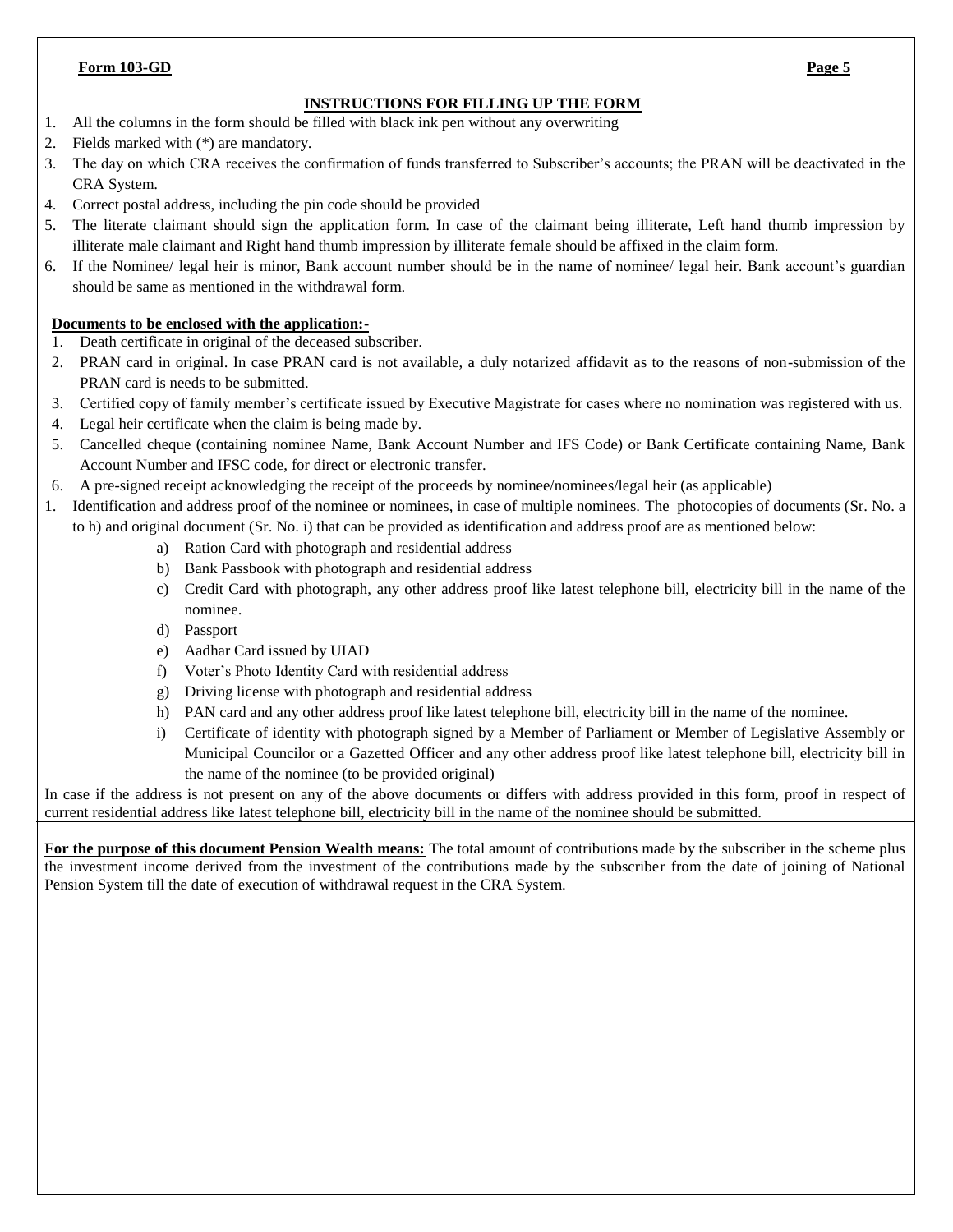## INSTRUCTIONS FOR FILLING UP THE FORM

1. All the columns in the form should be filled with black ink pen without any overwriting
2. Fields marked with (*) are mandatory.
3. The day on which CRA receives the confirmation of funds transferred to Subscriber's accounts; the PRAN will be deactivated in the CRA System.
4. Correct postal address, including the pin code should be provided
5. The literate claimant should sign the application form. In case of the claimant being illiterate, Left hand thumb impression by illiterate male claimant and Right hand thumb impression by illiterate female should be affixed in the claim form.
6. If the Nominee/ legal heir is minor, Bank account number should be in the name of nominee/ legal heir. Bank account's guardian should be same as mentioned in the withdrawal form.

**Documents to be enclosed with the application:-**

1. Death certificate in original of the deceased subscriber.
2. PRAN card in original. In case PRAN card is not available, a duly notarized affidavit as to the reasons of non-submission of the PRAN card is needs to be submitted.
3. Certified copy of family member's certificate issued by Executive Magistrate for cases where no nomination was registered with us.
4. Legal heir certificate when the claim is being made by.
5. Cancelled cheque (containing nominee Name, Bank Account Number and IFS Code) or Bank Certificate containing Name, Bank Account Number and IFSC code, for direct or electronic transfer.
6. A pre-signed receipt acknowledging the receipt of the proceeds by nominee/nominees/legal heir (as applicable)

1. Identification and address proof of the nominee or nominees, in case of multiple nominees. The photocopies of documents (Sr. No. a to h) and original document (Sr. No. i) that can be provided as identification and address proof are as mentioned below:
   - a) Ration Card with photograph and residential address
   - b) Bank Passbook with photograph and residential address
   - c) Credit Card with photograph, any other address proof like latest telephone bill, electricity bill in the name of the nominee.
   - d) Passport
   - e) Aadhar Card issued by UIAD
   - f) Voter's Photo Identity Card with residential address
   - g) Driving license with photograph and residential address
   - h) PAN card and any other address proof like latest telephone bill, electricity bill in the name of the nominee.
   - i) Certificate of identity with photograph signed by a Member of Parliament or Member of Legislative Assembly or Municipal Councilor or a Gazetted Officer and any other address proof like latest telephone bill, electricity bill in the name of the nominee (to be provided original)

In case if the address is not present on any of the above documents or differs with address provided in this form, proof in respect of current residential address like latest telephone bill, electricity bill in the name of the nominee should be submitted.

**For the purpose of this document Pension Wealth means:** The total amount of contributions made by the subscriber in the scheme plus the investment income derived from the investment of the contributions made by the subscriber from the date of joining of National Pension System till the date of execution of withdrawal request in the CRA System.